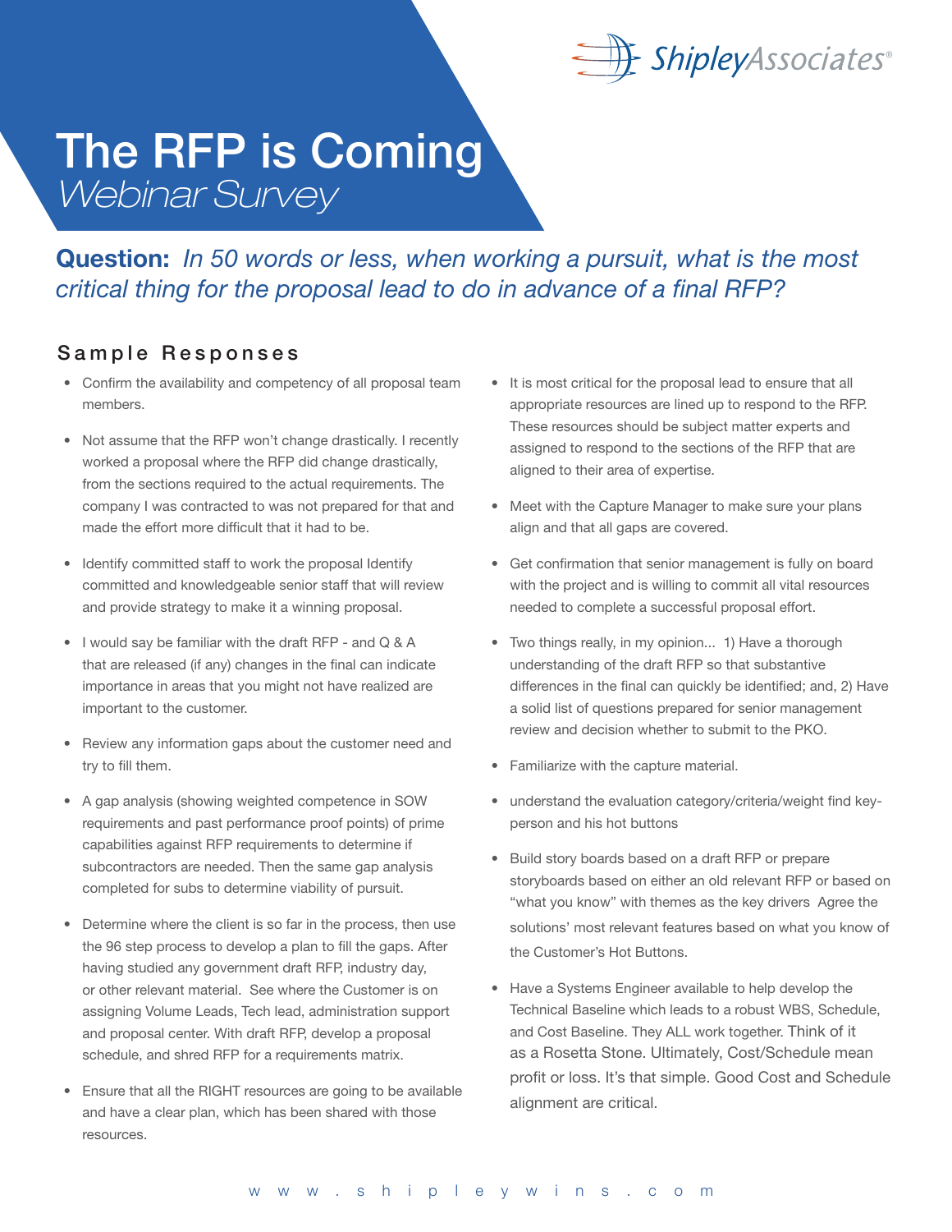ShipleyAssociates®

# The RFP is Coming

*Webinar Survey*

**Question:** *In 50 words or less, when working a pursuit, what is the most critical thing for the proposal lead to do in advance of a final RFP?*

## Sample Responses

- Confirm the availability and competency of all proposal team members.
- Not assume that the RFP won't change drastically. I recently worked a proposal where the RFP did change drastically, from the sections required to the actual requirements. The company I was contracted to was not prepared for that and made the effort more difficult that it had to be.
- Identify committed staff to work the proposal Identify committed and knowledgeable senior staff that will review and provide strategy to make it a winning proposal.
- I would say be familiar with the draft RFP - and Q & A that are released (if any) changes in the final can indicate importance in areas that you might not have realized are important to the customer.
- Review any information gaps about the customer need and try to fill them.
- A gap analysis (showing weighted competence in SOW requirements and past performance proof points) of prime capabilities against RFP requirements to determine if subcontractors are needed. Then the same gap analysis completed for subs to determine viability of pursuit.
- Determine where the client is so far in the process, then use the 96 step process to develop a plan to fill the gaps. After having studied any government draft RFP, industry day, or other relevant material. See where the Customer is on assigning Volume Leads, Tech lead, administration support and proposal center. With draft RFP, develop a proposal schedule, and shred RFP for a requirements matrix.
- Ensure that all the RIGHT resources are going to be available and have a clear plan, which has been shared with those resources.
- It is most critical for the proposal lead to ensure that all appropriate resources are lined up to respond to the RFP. These resources should be subject matter experts and assigned to respond to the sections of the RFP that are aligned to their area of expertise.
- Meet with the Capture Manager to make sure your plans align and that all gaps are covered.
- Get confirmation that senior management is fully on board with the project and is willing to commit all vital resources needed to complete a successful proposal effort.
- Two things really, in my opinion... 1) Have a thorough understanding of the draft RFP so that substantive differences in the final can quickly be identified; and, 2) Have a solid list of questions prepared for senior management review and decision whether to submit to the PKO.
- Familiarize with the capture material.
- understand the evaluation category/criteria/weight find key-person and his hot buttons
- Build story boards based on a draft RFP or prepare storyboards based on either an old relevant RFP or based on "what you know" with themes as the key drivers Agree the solutions' most relevant features based on what you know of the Customer's Hot Buttons.
- Have a Systems Engineer available to help develop the Technical Baseline which leads to a robust WBS, Schedule, and Cost Baseline. They ALL work together. Think of it as a Rosetta Stone. Ultimately, Cost/Schedule mean profit or loss. It's that simple. Good Cost and Schedule alignment are critical.

www.shipleywins.com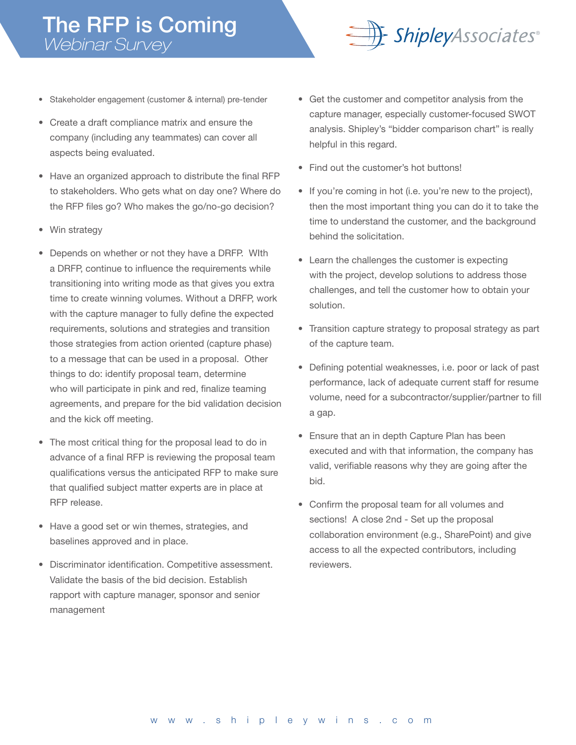# The RFP is Coming

*Webinar Survey*

- Stakeholder engagement (customer & internal) pre-tender
- Create a draft compliance matrix and ensure the company (including any teammates) can cover all aspects being evaluated.
- Have an organized approach to distribute the final RFP to stakeholders. Who gets what on day one? Where do the RFP files go? Who makes the go/no-go decision?
- Win strategy
- Depends on whether or not they have a DRFP. WIth a DRFP, continue to influence the requirements while transitioning into writing mode as that gives you extra time to create winning volumes. Without a DRFP, work with the capture manager to fully define the expected requirements, solutions and strategies and transition those strategies from action oriented (capture phase) to a message that can be used in a proposal. Other things to do: identify proposal team, determine who will participate in pink and red, finalize teaming agreements, and prepare for the bid validation decision and the kick off meeting.
- The most critical thing for the proposal lead to do in advance of a final RFP is reviewing the proposal team qualifications versus the anticipated RFP to make sure that qualified subject matter experts are in place at RFP release.
- Have a good set or win themes, strategies, and baselines approved and in place.
- Discriminator identification. Competitive assessment. Validate the basis of the bid decision. Establish rapport with capture manager, sponsor and senior management
- Get the customer and competitor analysis from the capture manager, especially customer-focused SWOT analysis. Shipley's "bidder comparison chart" is really helpful in this regard.
- Find out the customer's hot buttons!
- If you're coming in hot (i.e. you're new to the project), then the most important thing you can do it to take the time to understand the customer, and the background behind the solicitation.
- Learn the challenges the customer is expecting with the project, develop solutions to address those challenges, and tell the customer how to obtain your solution.
- Transition capture strategy to proposal strategy as part of the capture team.
- Defining potential weaknesses, i.e. poor or lack of past performance, lack of adequate current staff for resume volume, need for a subcontractor/supplier/partner to fill a gap.
- Ensure that an in depth Capture Plan has been executed and with that information, the company has valid, verifiable reasons why they are going after the bid.
- Confirm the proposal team for all volumes and sections! A close 2nd - Set up the proposal collaboration environment (e.g., SharePoint) and give access to all the expected contributors, including reviewers.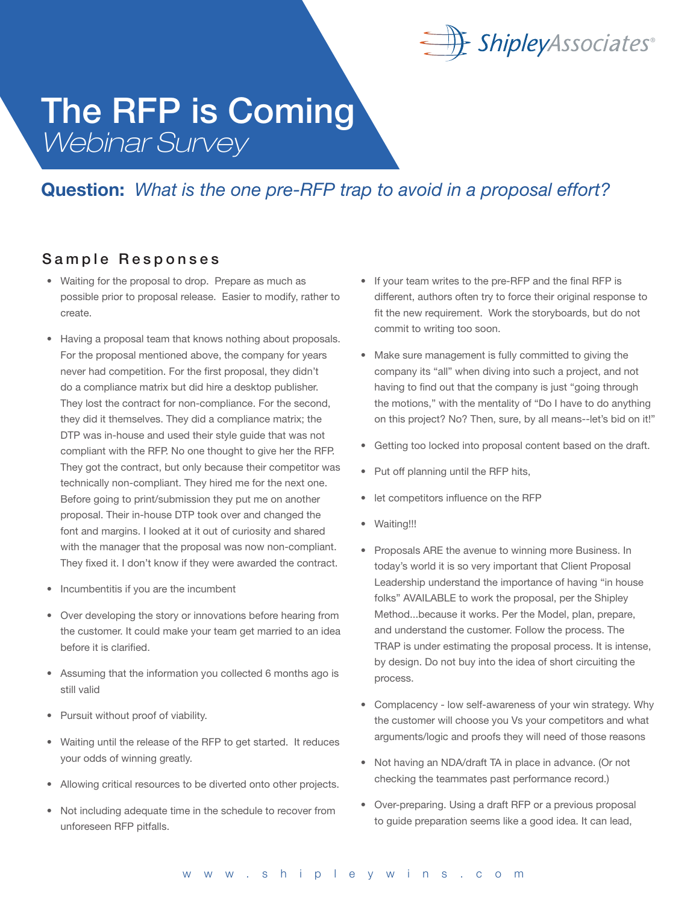# The RFP is Coming
*Webinar Survey*

## **Question:** *What is the one pre-RFP trap to avoid in a proposal effort?*

### Sample Responses

- Waiting for the proposal to drop. Prepare as much as possible prior to proposal release. Easier to modify, rather to create.
- Having a proposal team that knows nothing about proposals. For the proposal mentioned above, the company for years never had competition. For the first proposal, they didn't do a compliance matrix but did hire a desktop publisher. They lost the contract for non-compliance. For the second, they did it themselves. They did a compliance matrix; the DTP was in-house and used their style guide that was not compliant with the RFP. No one thought to give her the RFP. They got the contract, but only because their competitor was technically non-compliant. They hired me for the next one. Before going to print/submission they put me on another proposal. Their in-house DTP took over and changed the font and margins. I looked at it out of curiosity and shared with the manager that the proposal was now non-compliant. They fixed it. I don't know if they were awarded the contract.
- Incumbentitis if you are the incumbent
- Over developing the story or innovations before hearing from the customer. It could make your team get married to an idea before it is clarified.
- Assuming that the information you collected 6 months ago is still valid
- Pursuit without proof of viability.
- Waiting until the release of the RFP to get started. It reduces your odds of winning greatly.
- Allowing critical resources to be diverted onto other projects.
- Not including adequate time in the schedule to recover from unforeseen RFP pitfalls.
- If your team writes to the pre-RFP and the final RFP is different, authors often try to force their original response to fit the new requirement. Work the storyboards, but do not commit to writing too soon.
- Make sure management is fully committed to giving the company its "all" when diving into such a project, and not having to find out that the company is just "going through the motions," with the mentality of "Do I have to do anything on this project? No? Then, sure, by all means--let's bid on it!"
- Getting too locked into proposal content based on the draft.
- Put off planning until the RFP hits,
- let competitors influence on the RFP
- Waiting!!!
- Proposals ARE the avenue to winning more Business. In today's world it is so very important that Client Proposal Leadership understand the importance of having "in house folks" AVAILABLE to work the proposal, per the Shipley Method...because it works. Per the Model, plan, prepare, and understand the customer. Follow the process. The TRAP is under estimating the proposal process. It is intense, by design. Do not buy into the idea of short circuiting the process.
- Complacency - low self-awareness of your win strategy. Why the customer will choose you Vs your competitors and what arguments/logic and proofs they will need of those reasons
- Not having an NDA/draft TA in place in advance. (Or not checking the teammates past performance record.)
- Over-preparing. Using a draft RFP or a previous proposal to guide preparation seems like a good idea. It can lead,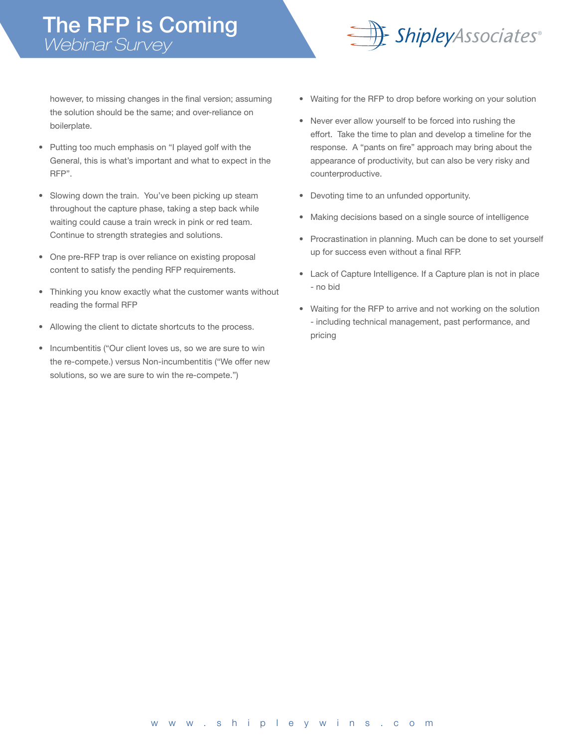however, to missing changes in the final version; assuming the solution should be the same; and over-reliance on boilerplate.

- Putting too much emphasis on "I played golf with the General, this is what's important and what to expect in the RFP".
- Slowing down the train. You've been picking up steam throughout the capture phase, taking a step back while waiting could cause a train wreck in pink or red team. Continue to strength strategies and solutions.
- One pre-RFP trap is over reliance on existing proposal content to satisfy the pending RFP requirements.
- Thinking you know exactly what the customer wants without reading the formal RFP
- Allowing the client to dictate shortcuts to the process.
- Incumbentitis ("Our client loves us, so we are sure to win the re-compete.) versus Non-incumbentitis ("We offer new solutions, so we are sure to win the re-compete.")
- Waiting for the RFP to drop before working on your solution
- Never ever allow yourself to be forced into rushing the effort. Take the time to plan and develop a timeline for the response. A "pants on fire" approach may bring about the appearance of productivity, but can also be very risky and counterproductive.
- Devoting time to an unfunded opportunity.
- Making decisions based on a single source of intelligence
- Procrastination in planning. Much can be done to set yourself up for success even without a final RFP.
- Lack of Capture Intelligence. If a Capture plan is not in place - no bid
- Waiting for the RFP to arrive and not working on the solution - including technical management, past performance, and pricing